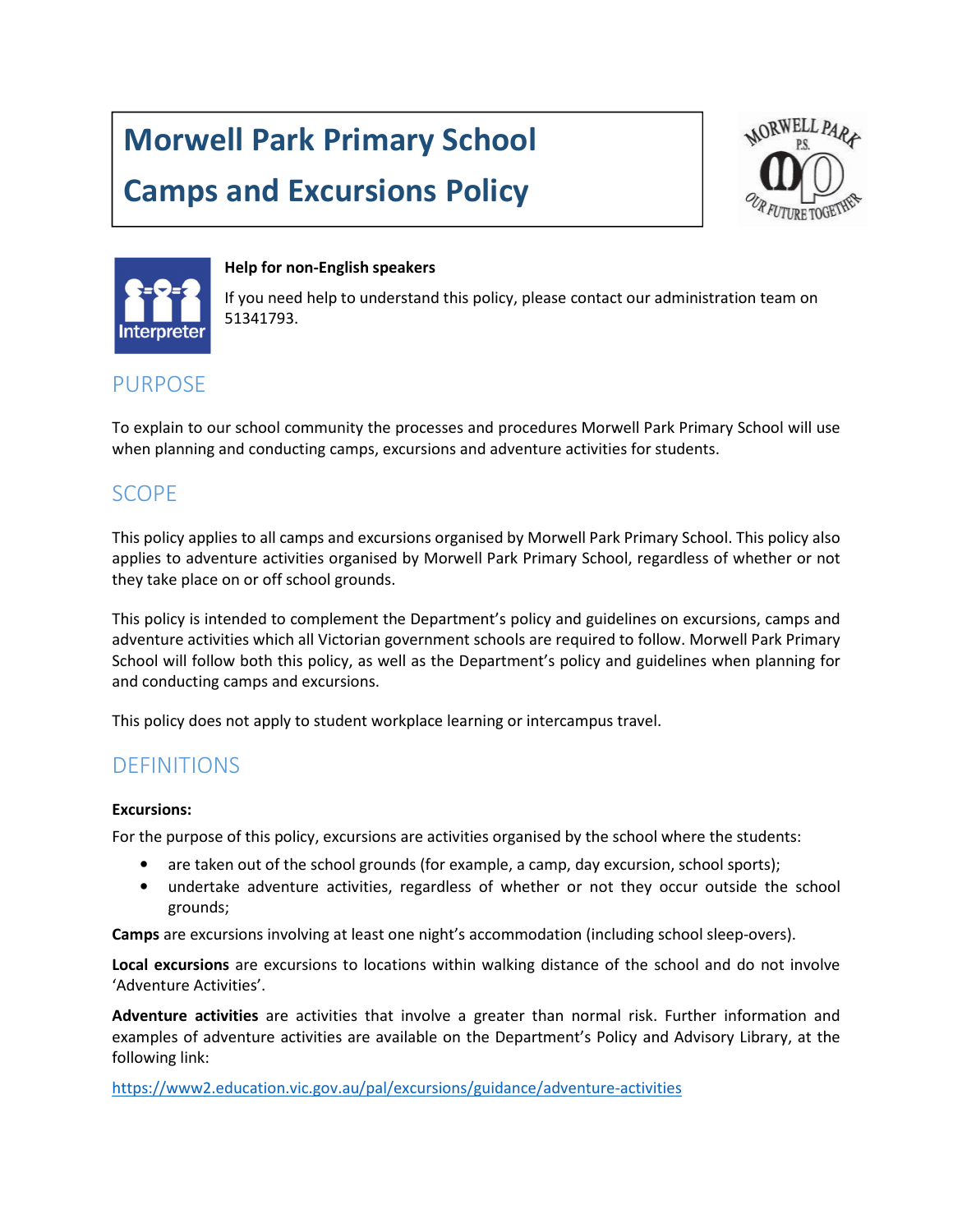# Morwell Park Primary School

# Camps and Excursions Policy

**Help for non-English speakers**

If you need help to understand this policy, please contact our administration team on 51341793.

## PURPOSE

To explain to our school community the processes and procedures Morwell Park Primary School will use when planning and conducting camps, excursions and adventure activities for students.

## SCOPE

This policy applies to all camps and excursions organised by Morwell Park Primary School. This policy also applies to adventure activities organised by Morwell Park Primary School, regardless of whether or not they take place on or off school grounds.

This policy is intended to complement the Department's policy and guidelines on excursions, camps and adventure activities which all Victorian government schools are required to follow. Morwell Park Primary School will follow both this policy, as well as the Department's policy and guidelines when planning for and conducting camps and excursions.

This policy does not apply to student workplace learning or intercampus travel.

## DEFINITIONS

**Excursions:**

For the purpose of this policy, excursions are activities organised by the school where the students:

- are taken out of the school grounds (for example, a camp, day excursion, school sports);
- undertake adventure activities, regardless of whether or not they occur outside the school grounds;

**Camps** are excursions involving at least one night's accommodation (including school sleep-overs).

**Local excursions** are excursions to locations within walking distance of the school and do not involve 'Adventure Activities'.

**Adventure activities** are activities that involve a greater than normal risk. Further information and examples of adventure activities are available on the Department's Policy and Advisory Library, at the following link:

https://www2.education.vic.gov.au/pal/excursions/guidance/adventure-activities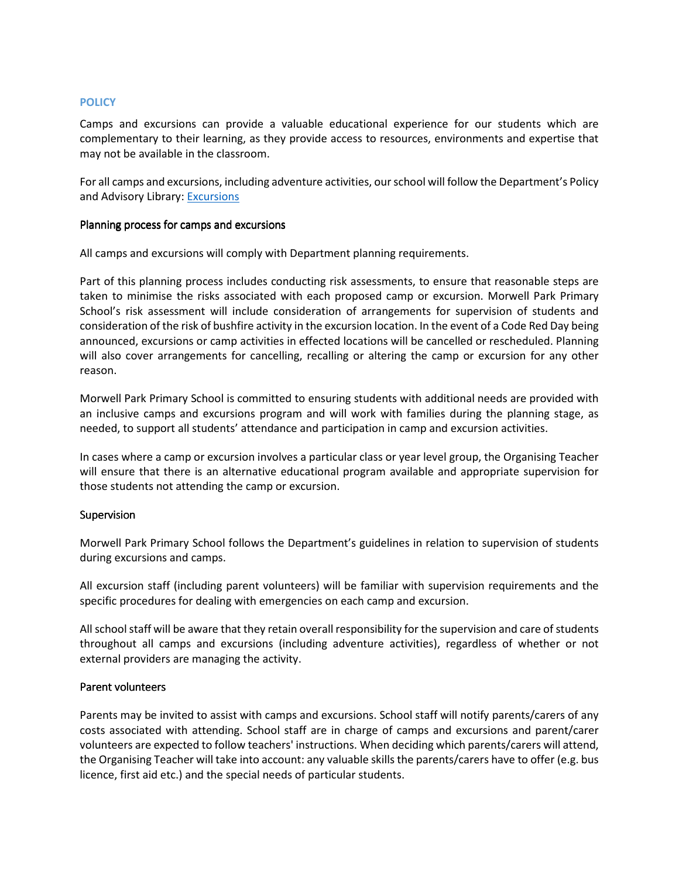## POLICY

Camps and excursions can provide a valuable educational experience for our students which are complementary to their learning, as they provide access to resources, environments and expertise that may not be available in the classroom.

For all camps and excursions, including adventure activities, our school will follow the Department's Policy and Advisory Library: [Excursions](Excursions)

### Planning process for camps and excursions

All camps and excursions will comply with Department planning requirements.

Part of this planning process includes conducting risk assessments, to ensure that reasonable steps are taken to minimise the risks associated with each proposed camp or excursion. Morwell Park Primary School's risk assessment will include consideration of arrangements for supervision of students and consideration of the risk of bushfire activity in the excursion location. In the event of a Code Red Day being announced, excursions or camp activities in effected locations will be cancelled or rescheduled. Planning will also cover arrangements for cancelling, recalling or altering the camp or excursion for any other reason.

Morwell Park Primary School is committed to ensuring students with additional needs are provided with an inclusive camps and excursions program and will work with families during the planning stage, as needed, to support all students' attendance and participation in camp and excursion activities.

In cases where a camp or excursion involves a particular class or year level group, the Organising Teacher will ensure that there is an alternative educational program available and appropriate supervision for those students not attending the camp or excursion.

### Supervision

Morwell Park Primary School follows the Department's guidelines in relation to supervision of students during excursions and camps.

All excursion staff (including parent volunteers) will be familiar with supervision requirements and the specific procedures for dealing with emergencies on each camp and excursion.

All school staff will be aware that they retain overall responsibility for the supervision and care of students throughout all camps and excursions (including adventure activities), regardless of whether or not external providers are managing the activity.

### Parent volunteers

Parents may be invited to assist with camps and excursions. School staff will notify parents/carers of any costs associated with attending. School staff are in charge of camps and excursions and parent/carer volunteers are expected to follow teachers' instructions. When deciding which parents/carers will attend, the Organising Teacher will take into account: any valuable skills the parents/carers have to offer (e.g. bus licence, first aid etc.) and the special needs of particular students.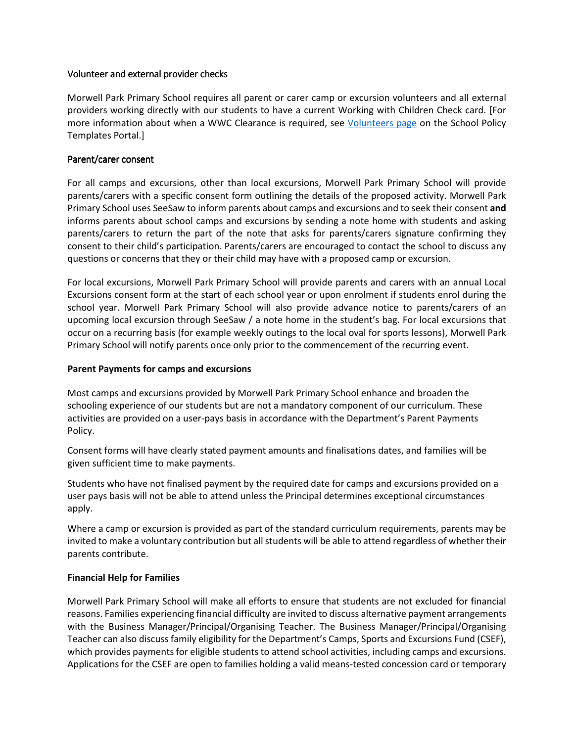### Volunteer and external provider checks

Morwell Park Primary School requires all parent or carer camp or excursion volunteers and all external providers working directly with our students to have a current Working with Children Check card. [For more information about when a WWC Clearance is required, see [Volunteers page]() on the School Policy Templates Portal.]

### Parent/carer consent

For all camps and excursions, other than local excursions, Morwell Park Primary School will provide parents/carers with a specific consent form outlining the details of the proposed activity. Morwell Park Primary School uses SeeSaw to inform parents about camps and excursions and to seek their consent **and** informs parents about school camps and excursions by sending a note home with students and asking parents/carers to return the part of the note that asks for parents/carers signature confirming they consent to their child's participation. Parents/carers are encouraged to contact the school to discuss any questions or concerns that they or their child may have with a proposed camp or excursion.

For local excursions, Morwell Park Primary School will provide parents and carers with an annual Local Excursions consent form at the start of each school year or upon enrolment if students enrol during the school year. Morwell Park Primary School will also provide advance notice to parents/carers of an upcoming local excursion through SeeSaw / a note home in the student's bag. For local excursions that occur on a recurring basis (for example weekly outings to the local oval for sports lessons), Morwell Park Primary School will notify parents once only prior to the commencement of the recurring event.

### Parent Payments for camps and excursions

Most camps and excursions provided by Morwell Park Primary School enhance and broaden the schooling experience of our students but are not a mandatory component of our curriculum. These activities are provided on a user-pays basis in accordance with the Department's Parent Payments Policy.

Consent forms will have clearly stated payment amounts and finalisations dates, and families will be given sufficient time to make payments.

Students who have not finalised payment by the required date for camps and excursions provided on a user pays basis will not be able to attend unless the Principal determines exceptional circumstances apply.

Where a camp or excursion is provided as part of the standard curriculum requirements, parents may be invited to make a voluntary contribution but all students will be able to attend regardless of whether their parents contribute.

### Financial Help for Families

Morwell Park Primary School will make all efforts to ensure that students are not excluded for financial reasons. Families experiencing financial difficulty are invited to discuss alternative payment arrangements with the Business Manager/Principal/Organising Teacher. The Business Manager/Principal/Organising Teacher can also discuss family eligibility for the Department's Camps, Sports and Excursions Fund (CSEF), which provides payments for eligible students to attend school activities, including camps and excursions. Applications for the CSEF are open to families holding a valid means-tested concession card or temporary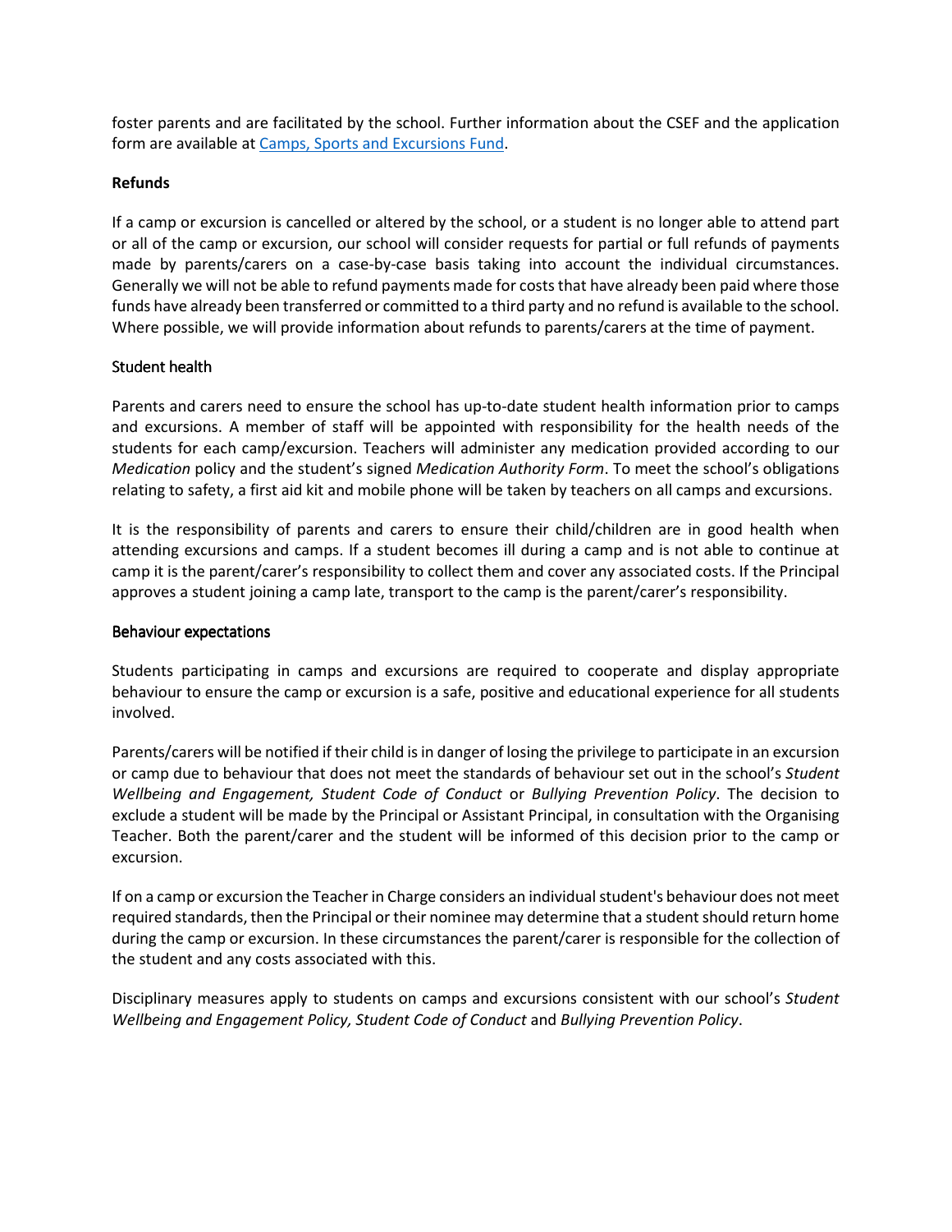foster parents and are facilitated by the school. Further information about the CSEF and the application form are available at [Camps, Sports and Excursions Fund](#).

**Refunds**

If a camp or excursion is cancelled or altered by the school, or a student is no longer able to attend part or all of the camp or excursion, our school will consider requests for partial or full refunds of payments made by parents/carers on a case-by-case basis taking into account the individual circumstances. Generally we will not be able to refund payments made for costs that have already been paid where those funds have already been transferred or committed to a third party and no refund is available to the school. Where possible, we will provide information about refunds to parents/carers at the time of payment.

Student health

Parents and carers need to ensure the school has up-to-date student health information prior to camps and excursions. A member of staff will be appointed with responsibility for the health needs of the students for each camp/excursion. Teachers will administer any medication provided according to our *Medication* policy and the student's signed *Medication Authority Form*. To meet the school's obligations relating to safety, a first aid kit and mobile phone will be taken by teachers on all camps and excursions.

It is the responsibility of parents and carers to ensure their child/children are in good health when attending excursions and camps. If a student becomes ill during a camp and is not able to continue at camp it is the parent/carer's responsibility to collect them and cover any associated costs. If the Principal approves a student joining a camp late, transport to the camp is the parent/carer's responsibility.

Behaviour expectations

Students participating in camps and excursions are required to cooperate and display appropriate behaviour to ensure the camp or excursion is a safe, positive and educational experience for all students involved.

Parents/carers will be notified if their child is in danger of losing the privilege to participate in an excursion or camp due to behaviour that does not meet the standards of behaviour set out in the school's *Student Wellbeing and Engagement, Student Code of Conduct* or *Bullying Prevention Policy*. The decision to exclude a student will be made by the Principal or Assistant Principal, in consultation with the Organising Teacher. Both the parent/carer and the student will be informed of this decision prior to the camp or excursion.

If on a camp or excursion the Teacher in Charge considers an individual student's behaviour does not meet required standards, then the Principal or their nominee may determine that a student should return home during the camp or excursion. In these circumstances the parent/carer is responsible for the collection of the student and any costs associated with this.

Disciplinary measures apply to students on camps and excursions consistent with our school's *Student Wellbeing and Engagement Policy, Student Code of Conduct* and *Bullying Prevention Policy*.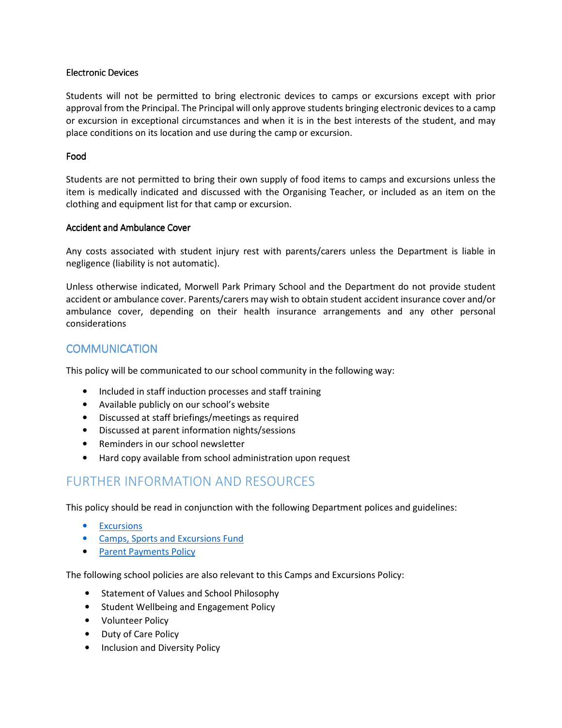### Electronic Devices

Students will not be permitted to bring electronic devices to camps or excursions except with prior approval from the Principal. The Principal will only approve students bringing electronic devices to a camp or excursion in exceptional circumstances and when it is in the best interests of the student, and may place conditions on its location and use during the camp or excursion.

### Food

Students are not permitted to bring their own supply of food items to camps and excursions unless the item is medically indicated and discussed with the Organising Teacher, or included as an item on the clothing and equipment list for that camp or excursion.

### Accident and Ambulance Cover

Any costs associated with student injury rest with parents/carers unless the Department is liable in negligence (liability is not automatic).

Unless otherwise indicated, Morwell Park Primary School and the Department do not provide student accident or ambulance cover. Parents/carers may wish to obtain student accident insurance cover and/or ambulance cover, depending on their health insurance arrangements and any other personal considerations

## COMMUNICATION

This policy will be communicated to our school community in the following way:

- Included in staff induction processes and staff training
- Available publicly on our school's website
- Discussed at staff briefings/meetings as required
- Discussed at parent information nights/sessions
- Reminders in our school newsletter
- Hard copy available from school administration upon request

## FURTHER INFORMATION AND RESOURCES

This policy should be read in conjunction with the following Department polices and guidelines:

- Excursions
- Camps, Sports and Excursions Fund
- Parent Payments Policy

The following school policies are also relevant to this Camps and Excursions Policy:

- Statement of Values and School Philosophy
- Student Wellbeing and Engagement Policy
- Volunteer Policy
- Duty of Care Policy
- Inclusion and Diversity Policy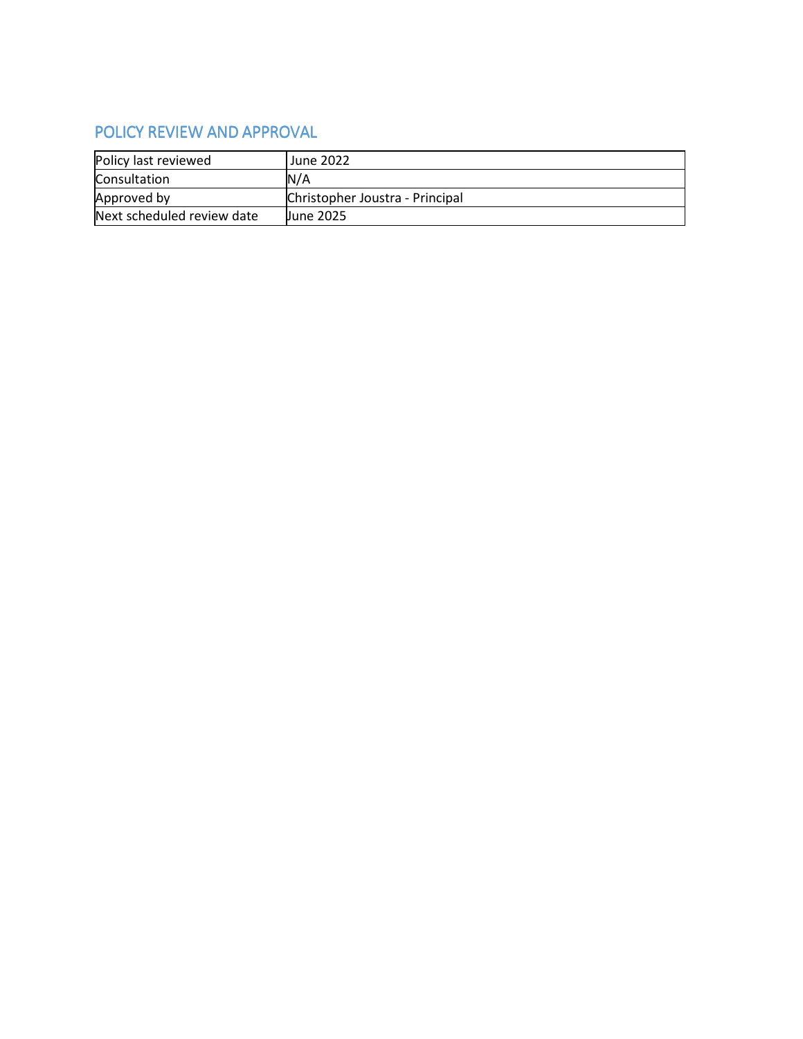## POLICY REVIEW AND APPROVAL

| | |
|---|---|
| Policy last reviewed | June 2022 |
| Consultation | N/A |
| Approved by | Christopher Joustra - Principal |
| Next scheduled review date | June 2025 |